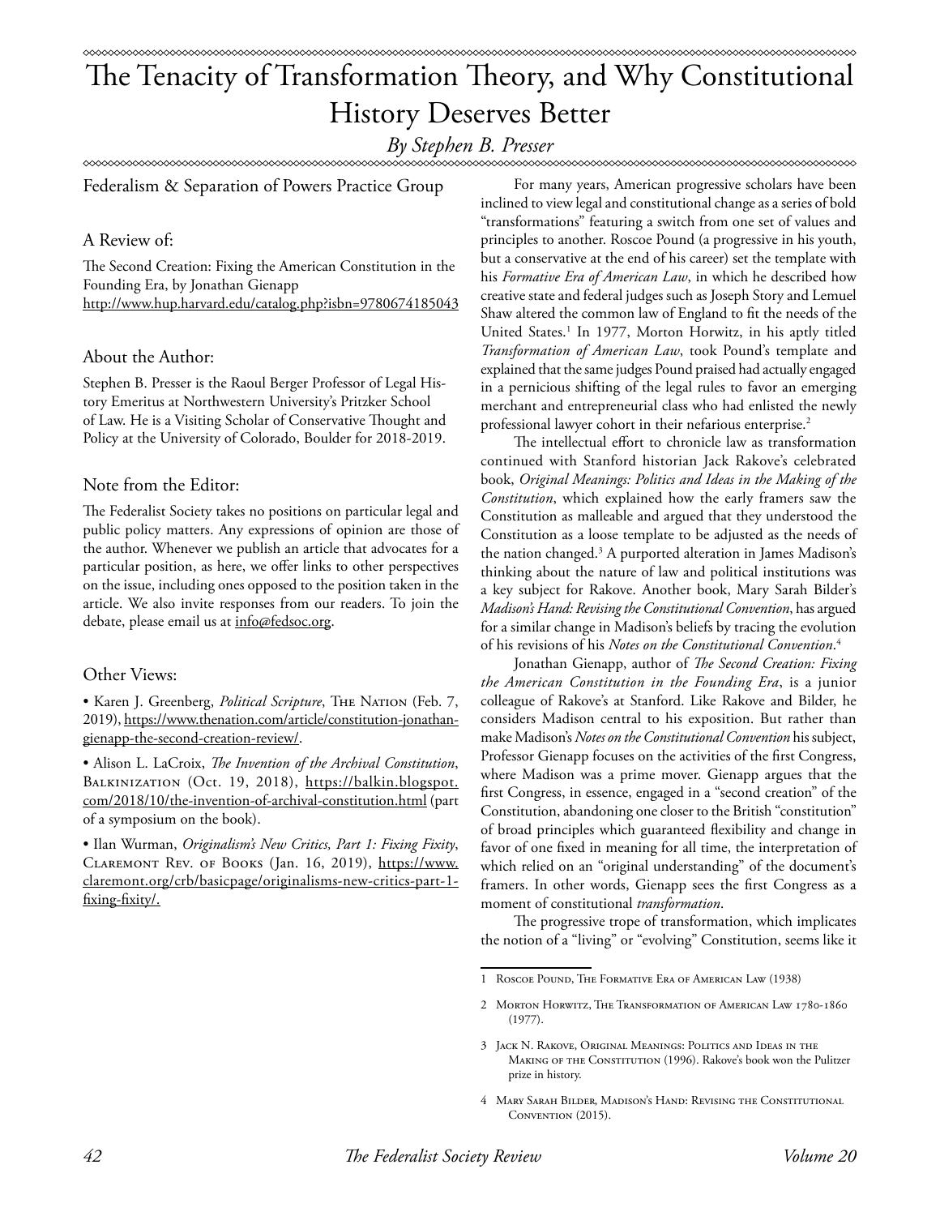# The Tenacity of Transformation Theory, and Why Constitutional History Deserves Better

*By Stephen B. Presser*

Federalism & Separation of Powers Practice Group

## A Review of:

The Second Creation: Fixing the American Constitution in the Founding Era, by Jonathan Gienapp
http://www.hup.harvard.edu/catalog.php?isbn=9780674185043

## About the Author:

Stephen B. Presser is the Raoul Berger Professor of Legal History Emeritus at Northwestern University's Pritzker School of Law. He is a Visiting Scholar of Conservative Thought and Policy at the University of Colorado, Boulder for 2018-2019.

## Note from the Editor:

The Federalist Society takes no positions on particular legal and public policy matters. Any expressions of opinion are those of the author. Whenever we publish an article that advocates for a particular position, as here, we offer links to other perspectives on the issue, including ones opposed to the position taken in the article. We also invite responses from our readers. To join the debate, please email us at info@fedsoc.org.

## Other Views:

- Karen J. Greenberg, *Political Scripture*, The Nation (Feb. 7, 2019), https://www.thenation.com/article/constitution-jonathan-gienapp-the-second-creation-review/.
- Alison L. LaCroix, *The Invention of the Archival Constitution*, Balkinization (Oct. 19, 2018), https://balkin.blogspot.com/2018/10/the-invention-of-archival-constitution.html (part of a symposium on the book).
- Ilan Wurman, *Originalism's New Critics, Part 1: Fixing Fixity*, Claremont Rev. of Books (Jan. 16, 2019), https://www.claremont.org/crb/basicpage/originalisms-new-critics-part-1-fixing-fixity/.

For many years, American progressive scholars have been inclined to view legal and constitutional change as a series of bold "transformations" featuring a switch from one set of values and principles to another. Roscoe Pound (a progressive in his youth, but a conservative at the end of his career) set the template with his *Formative Era of American Law*, in which he described how creative state and federal judges such as Joseph Story and Lemuel Shaw altered the common law of England to fit the needs of the United States.[1] In 1977, Morton Horwitz, in his aptly titled *Transformation of American Law*, took Pound's template and explained that the same judges Pound praised had actually engaged in a pernicious shifting of the legal rules to favor an emerging merchant and entrepreneurial class who had enlisted the newly professional lawyer cohort in their nefarious enterprise.[2]

The intellectual effort to chronicle law as transformation continued with Stanford historian Jack Rakove's celebrated book, *Original Meanings: Politics and Ideas in the Making of the Constitution*, which explained how the early framers saw the Constitution as malleable and argued that they understood the Constitution as a loose template to be adjusted as the needs of the nation changed.[3] A purported alteration in James Madison's thinking about the nature of law and political institutions was a key subject for Rakove. Another book, Mary Sarah Bilder's *Madison's Hand: Revising the Constitutional Convention*, has argued for a similar change in Madison's beliefs by tracing the evolution of his revisions of his *Notes on the Constitutional Convention*.[4]

Jonathan Gienapp, author of *The Second Creation: Fixing the American Constitution in the Founding Era*, is a junior colleague of Rakove's at Stanford. Like Rakove and Bilder, he considers Madison central to his exposition. But rather than make Madison's *Notes on the Constitutional Convention* his subject, Professor Gienapp focuses on the activities of the first Congress, where Madison was a prime mover. Gienapp argues that the first Congress, in essence, engaged in a "second creation" of the Constitution, abandoning one closer to the British "constitution" of broad principles which guaranteed flexibility and change in favor of one fixed in meaning for all time, the interpretation of which relied on an "original understanding" of the document's framers. In other words, Gienapp sees the first Congress as a moment of constitutional *transformation*.

The progressive trope of transformation, which implicates the notion of a "living" or "evolving" Constitution, seems like it

---

1 Roscoe Pound, The Formative Era of American Law (1938)

2 Morton Horwitz, The Transformation of American Law 1780-1860 (1977).

3 Jack N. Rakove, Original Meanings: Politics and Ideas in the Making of the Constitution (1996). Rakove's book won the Pulitzer prize in history.

4 Mary Sarah Bilder, Madison's Hand: Revising the Constitutional Convention (2015).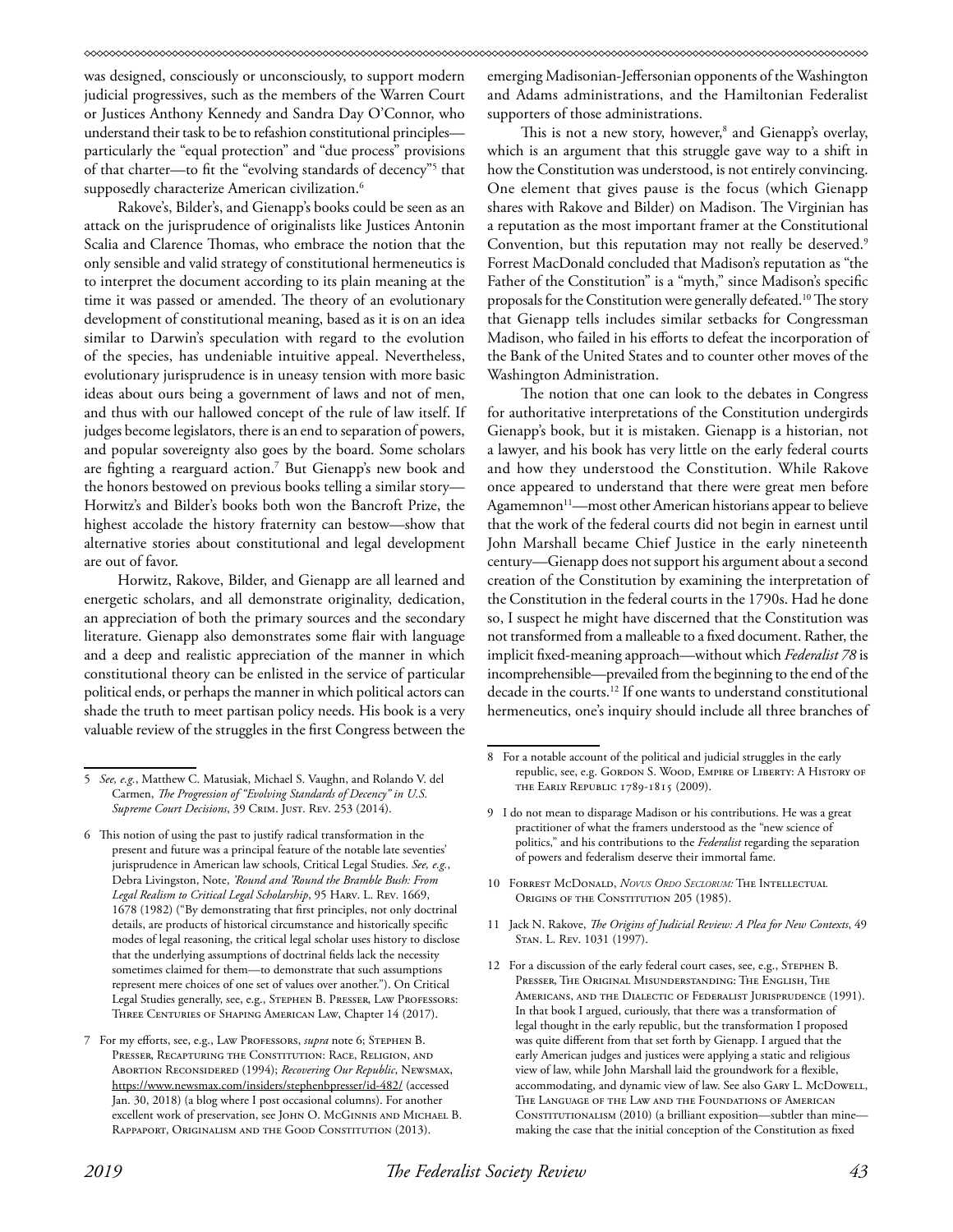was designed, consciously or unconsciously, to support modern judicial progressives, such as the members of the Warren Court or Justices Anthony Kennedy and Sandra Day O'Connor, who understand their task to be to refashion constitutional principles—particularly the "equal protection" and "due process" provisions of that charter—to fit the "evolving standards of decency"[5] that supposedly characterize American civilization.[6]

Rakove's, Bilder's, and Gienapp's books could be seen as an attack on the jurisprudence of originalists like Justices Antonin Scalia and Clarence Thomas, who embrace the notion that the only sensible and valid strategy of constitutional hermeneutics is to interpret the document according to its plain meaning at the time it was passed or amended. The theory of an evolutionary development of constitutional meaning, based as it is on an idea similar to Darwin's speculation with regard to the evolution of the species, has undeniable intuitive appeal. Nevertheless, evolutionary jurisprudence is in uneasy tension with more basic ideas about ours being a government of laws and not of men, and thus with our hallowed concept of the rule of law itself. If judges become legislators, there is an end to separation of powers, and popular sovereignty also goes by the board. Some scholars are fighting a rearguard action.[7] But Gienapp's new book and the honors bestowed on previous books telling a similar story—Horwitz's and Bilder's books both won the Bancroft Prize, the highest accolade the history fraternity can bestow—show that alternative stories about constitutional and legal development are out of favor.

Horwitz, Rakove, Bilder, and Gienapp are all learned and energetic scholars, and all demonstrate originality, dedication, an appreciation of both the primary sources and the secondary literature. Gienapp also demonstrates some flair with language and a deep and realistic appreciation of the manner in which constitutional theory can be enlisted in the service of particular political ends, or perhaps the manner in which political actors can shade the truth to meet partisan policy needs. His book is a very valuable review of the struggles in the first Congress between the emerging Madisonian-Jeffersonian opponents of the Washington and Adams administrations, and the Hamiltonian Federalist supporters of those administrations.

This is not a new story, however,[8] and Gienapp's overlay, which is an argument that this struggle gave way to a shift in how the Constitution was understood, is not entirely convincing. One element that gives pause is the focus (which Gienapp shares with Rakove and Bilder) on Madison. The Virginian has a reputation as the most important framer at the Constitutional Convention, but this reputation may not really be deserved.[9] Forrest MacDonald concluded that Madison's reputation as "the Father of the Constitution" is a "myth," since Madison's specific proposals for the Constitution were generally defeated.[10] The story that Gienapp tells includes similar setbacks for Congressman Madison, who failed in his efforts to defeat the incorporation of the Bank of the United States and to counter other moves of the Washington Administration.

The notion that one can look to the debates in Congress for authoritative interpretations of the Constitution undergirds Gienapp's book, but it is mistaken. Gienapp is a historian, not a lawyer, and his book has very little on the early federal courts and how they understood the Constitution. While Rakove once appeared to understand that there were great men before Agamemnon[11]—most other American historians appear to believe that the work of the federal courts did not begin in earnest until John Marshall became Chief Justice in the early nineteenth century—Gienapp does not support his argument about a second creation of the Constitution by examining the interpretation of the Constitution in the federal courts in the 1790s. Had he done so, I suspect he might have discerned that the Constitution was not transformed from a malleable to a fixed document. Rather, the implicit fixed-meaning approach—without which *Federalist 78* is incomprehensible—prevailed from the beginning to the end of the decade in the courts.[12] If one wants to understand constitutional hermeneutics, one's inquiry should include all three branches of

---

5 *See, e.g.*, Matthew C. Matusiak, Michael S. Vaughn, and Rolando V. del Carmen, *The Progression of "Evolving Standards of Decency" in U.S. Supreme Court Decisions*, 39 Crim. Just. Rev. 253 (2014).

6 This notion of using the past to justify radical transformation in the present and future was a principal feature of the notable late seventies' jurisprudence in American law schools, Critical Legal Studies. *See, e.g.*, Debra Livingston, Note, *'Round and 'Round the Bramble Bush: From Legal Realism to Critical Legal Scholarship*, 95 Harv. L. Rev. 1669, 1678 (1982) ("By demonstrating that first principles, not only doctrinal details, are products of historical circumstance and historically specific modes of legal reasoning, the critical legal scholar uses history to disclose that the underlying assumptions of doctrinal fields lack the necessity sometimes claimed for them—to demonstrate that such assumptions represent mere choices of one set of values over another."). On Critical Legal Studies generally, see, e.g., Stephen B. Presser, Law Professors: Three Centuries of Shaping American Law, Chapter 14 (2017).

7 For my efforts, see, e.g., Law Professors, *supra* note 6; Stephen B. Presser, Recapturing the Constitution: Race, Religion, and Abortion Reconsidered (1994); *Recovering Our Republic*, Newsmax, https://www.newsmax.com/insiders/stephenbpresser/id-482/ (accessed Jan. 30, 2018) (a blog where I post occasional columns). For another excellent work of preservation, see John O. McGinnis and Michael B. Rappaport, Originalism and the Good Constitution (2013).

8 For a notable account of the political and judicial struggles in the early republic, see, e.g. Gordon S. Wood, Empire of Liberty: A History of the Early Republic 1789-1815 (2009).

9 I do not mean to disparage Madison or his contributions. He was a great practitioner of what the framers understood as the "new science of politics," and his contributions to the *Federalist* regarding the separation of powers and federalism deserve their immortal fame.

10 Forrest McDonald, *Novus Ordo Seclorum:* The Intellectual Origins of the Constitution 205 (1985).

11 Jack N. Rakove, *The Origins of Judicial Review: A Plea for New Contexts*, 49 Stan. L. Rev. 1031 (1997).

12 For a discussion of the early federal court cases, see, e.g., Stephen B. Presser, The Original Misunderstanding: The English, The Americans, and the Dialectic of Federalist Jurisprudence (1991). In that book I argued, curiously, that there was a transformation of legal thought in the early republic, but the transformation I proposed was quite different from that set forth by Gienapp. I argued that the early American judges and justices were applying a static and religious view of law, while John Marshall laid the groundwork for a flexible, accommodating, and dynamic view of law. See also Gary L. McDowell, The Language of the Law and the Foundations of American Constitutionalism (2010) (a brilliant exposition—subtler than mine—making the case that the initial conception of the Constitution as fixed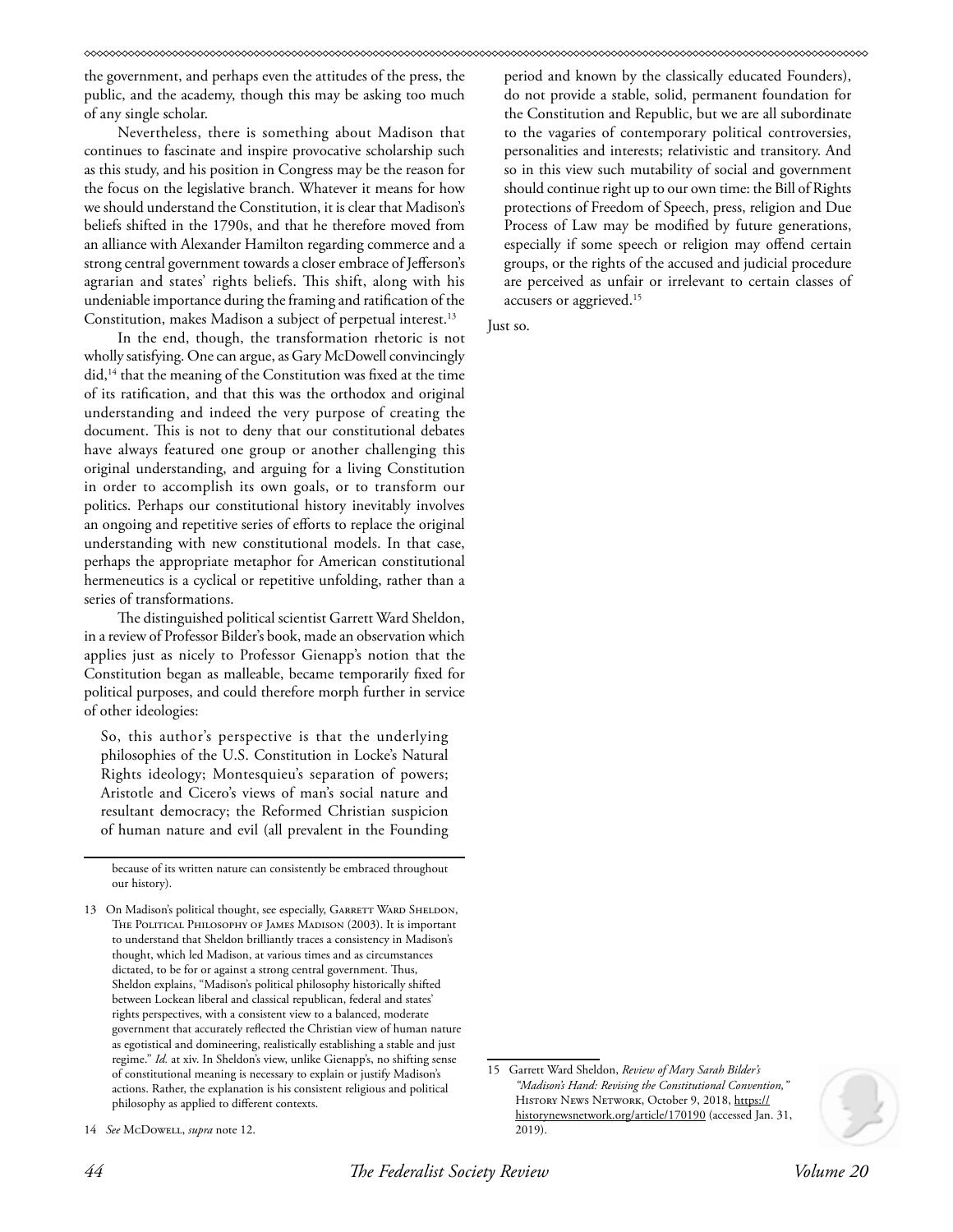the government, and perhaps even the attitudes of the press, the public, and the academy, though this may be asking too much of any single scholar.

Nevertheless, there is something about Madison that continues to fascinate and inspire provocative scholarship such as this study, and his position in Congress may be the reason for the focus on the legislative branch. Whatever it means for how we should understand the Constitution, it is clear that Madison's beliefs shifted in the 1790s, and that he therefore moved from an alliance with Alexander Hamilton regarding commerce and a strong central government towards a closer embrace of Jefferson's agrarian and states' rights beliefs. This shift, along with his undeniable importance during the framing and ratification of the Constitution, makes Madison a subject of perpetual interest.[13]

In the end, though, the transformation rhetoric is not wholly satisfying. One can argue, as Gary McDowell convincingly did,[14] that the meaning of the Constitution was fixed at the time of its ratification, and that this was the orthodox and original understanding and indeed the very purpose of creating the document. This is not to deny that our constitutional debates have always featured one group or another challenging this original understanding, and arguing for a living Constitution in order to accomplish its own goals, or to transform our politics. Perhaps our constitutional history inevitably involves an ongoing and repetitive series of efforts to replace the original understanding with new constitutional models. In that case, perhaps the appropriate metaphor for American constitutional hermeneutics is a cyclical or repetitive unfolding, rather than a series of transformations.

The distinguished political scientist Garrett Ward Sheldon, in a review of Professor Bilder's book, made an observation which applies just as nicely to Professor Gienapp's notion that the Constitution began as malleable, became temporarily fixed for political purposes, and could therefore morph further in service of other ideologies:

> So, this author's perspective is that the underlying philosophies of the U.S. Constitution in Locke's Natural Rights ideology; Montesquieu's separation of powers; Aristotle and Cicero's views of man's social nature and resultant democracy; the Reformed Christian suspicion of human nature and evil (all prevalent in the Founding period and known by the classically educated Founders), do not provide a stable, solid, permanent foundation for the Constitution and Republic, but we are all subordinate to the vagaries of contemporary political controversies, personalities and interests; relativistic and transitory. And so in this view such mutability of social and government should continue right up to our own time: the Bill of Rights protections of Freedom of Speech, press, religion and Due Process of Law may be modified by future generations, especially if some speech or religion may offend certain groups, or the rights of the accused and judicial procedure are perceived as unfair or irrelevant to certain classes of accusers or aggrieved.[15]

Just so.

---

because of its written nature can consistently be embraced throughout our history).

13 On Madison's political thought, see especially, Garrett Ward Sheldon, The Political Philosophy of James Madison (2003). It is important to understand that Sheldon brilliantly traces a consistency in Madison's thought, which led Madison, at various times and as circumstances dictated, to be for or against a strong central government. Thus, Sheldon explains, "Madison's political philosophy historically shifted between Lockean liberal and classical republican, federal and states' rights perspectives, with a consistent view to a balanced, moderate government that accurately reflected the Christian view of human nature as egotistical and domineering, realistically establishing a stable and just regime." *Id.* at xiv. In Sheldon's view, unlike Gienapp's, no shifting sense of constitutional meaning is necessary to explain or justify Madison's actions. Rather, the explanation is his consistent religious and political philosophy as applied to different contexts.

14 *See* McDowell, *supra* note 12.

15 Garrett Ward Sheldon, *Review of Mary Sarah Bilder's "Madison's Hand: Revising the Constitutional Convention,"* History News Network, October 9, 2018, https://historynewsnetwork.org/article/170190 (accessed Jan. 31, 2019).